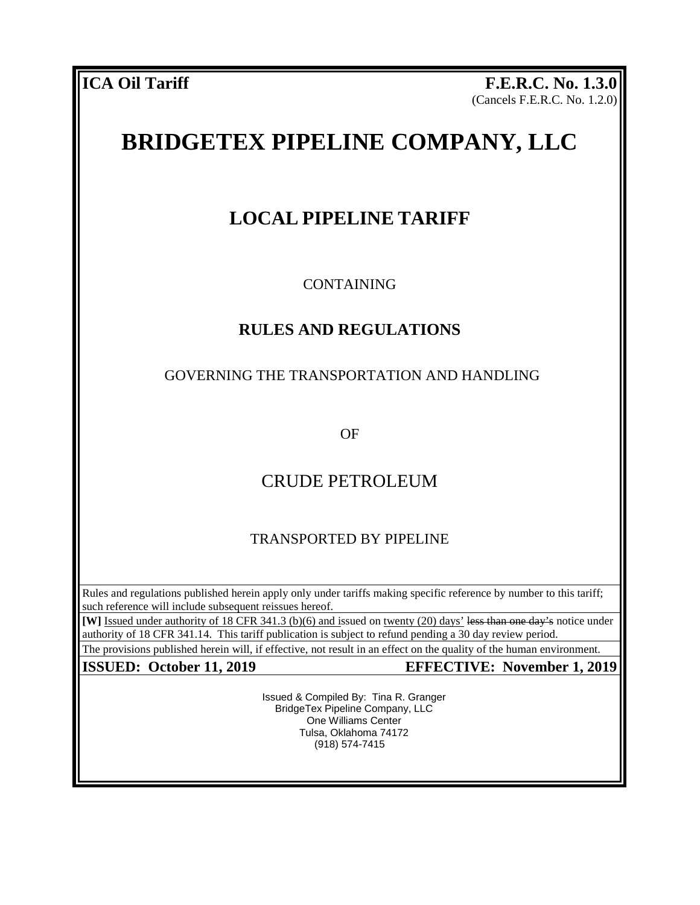**ICA Oil Tariff** **F.E.R.C. No. 1.3.0**

(Cancels F.E.R.C. No. 1.2.0)

# BRIDGETEX PIPELINE COMPANY, LLC

## LOCAL PIPELINE TARIFF

CONTAINING

### RULES AND REGULATIONS

GOVERNING THE TRANSPORTATION AND HANDLING

OF

CRUDE PETROLEUM

TRANSPORTED BY PIPELINE

Rules and regulations published herein apply only under tariffs making specific reference by number to this tariff; such reference will include subsequent reissues hereof.

**[W]** Issued under authority of 18 CFR 341.3 (b)(6) and issued on twenty (20) days' ~~less than one day's~~ notice under authority of 18 CFR 341.14. This tariff publication is subject to refund pending a 30 day review period.

The provisions published herein will, if effective, not result in an effect on the quality of the human environment.

**ISSUED: October 11, 2019** **EFFECTIVE: November 1, 2019**

Issued & Compiled By: Tina R. Granger
BridgeTex Pipeline Company, LLC
One Williams Center
Tulsa, Oklahoma 74172
(918) 574-7415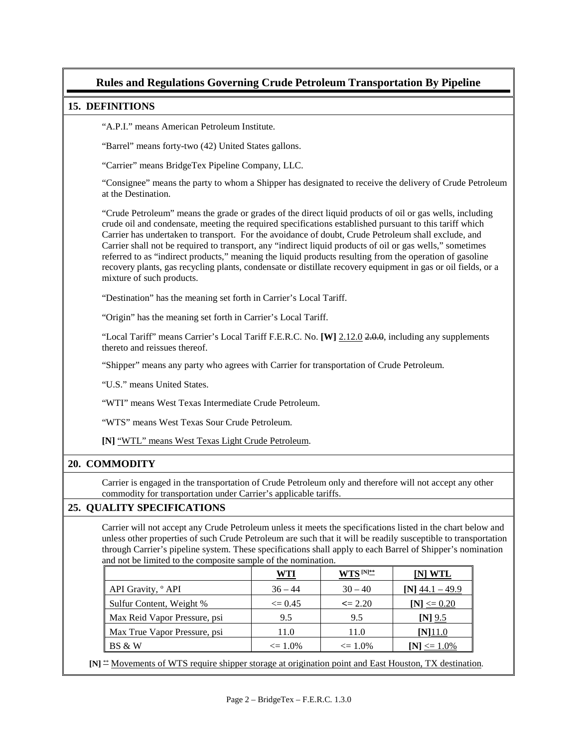# Rules and Regulations Governing Crude Petroleum Transportation By Pipeline

## 15. DEFINITIONS

"A.P.I." means American Petroleum Institute.

"Barrel" means forty-two (42) United States gallons.

"Carrier" means BridgeTex Pipeline Company, LLC.

"Consignee" means the party to whom a Shipper has designated to receive the delivery of Crude Petroleum at the Destination.

"Crude Petroleum" means the grade or grades of the direct liquid products of oil or gas wells, including crude oil and condensate, meeting the required specifications established pursuant to this tariff which Carrier has undertaken to transport. For the avoidance of doubt, Crude Petroleum shall exclude, and Carrier shall not be required to transport, any "indirect liquid products of oil or gas wells," sometimes referred to as "indirect products," meaning the liquid products resulting from the operation of gasoline recovery plants, gas recycling plants, condensate or distillate recovery equipment in gas or oil fields, or a mixture of such products.

"Destination" has the meaning set forth in Carrier's Local Tariff.

"Origin" has the meaning set forth in Carrier's Local Tariff.

"Local Tariff" means Carrier's Local Tariff F.E.R.C. No. **[W]** 2.12.0 ~~2.0.0~~, including any supplements thereto and reissues thereof.

"Shipper" means any party who agrees with Carrier for transportation of Crude Petroleum.

"U.S." means United States.

"WTI" means West Texas Intermediate Crude Petroleum.

"WTS" means West Texas Sour Crude Petroleum.

**[N]** "WTL" means West Texas Light Crude Petroleum.

## 20. COMMODITY

Carrier is engaged in the transportation of Crude Petroleum only and therefore will not accept any other commodity for transportation under Carrier's applicable tariffs.

## 25. QUALITY SPECIFICATIONS

Carrier will not accept any Crude Petroleum unless it meets the specifications listed in the chart below and unless other properties of such Crude Petroleum are such that it will be readily susceptible to transportation through Carrier's pipeline system. These specifications shall apply to each Barrel of Shipper's nomination and not be limited to the composite sample of the nomination.

| | WTI | WTS [N]** | [N] WTL |
|---|---|---|---|
| API Gravity, ° API | 36 – 44 | 30 – 40 | [N] 44.1 – 49.9 |
| Sulfur Content, Weight % | <= 0.45 | <= 2.20 | [N] <= 0.20 |
| Max Reid Vapor Pressure, psi | 9.5 | 9.5 | [N] 9.5 |
| Max True Vapor Pressure, psi | 11.0 | 11.0 | [N] 11.0 |
| BS & W | <= 1.0% | <= 1.0% | [N] <= 1.0% |

**[N]** ** Movements of WTS require shipper storage at origination point and East Houston, TX destination.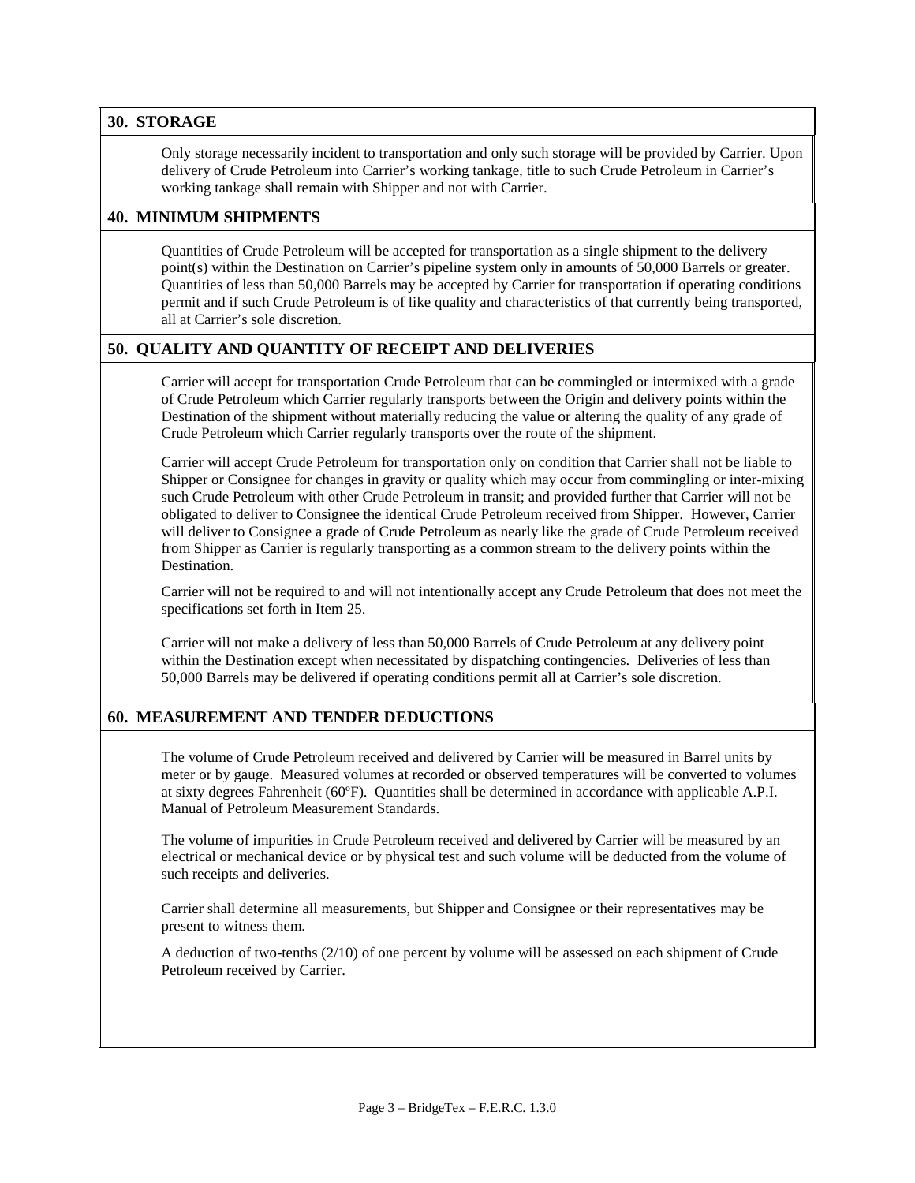## 30. STORAGE

Only storage necessarily incident to transportation and only such storage will be provided by Carrier. Upon delivery of Crude Petroleum into Carrier's working tankage, title to such Crude Petroleum in Carrier's working tankage shall remain with Shipper and not with Carrier.

## 40. MINIMUM SHIPMENTS

Quantities of Crude Petroleum will be accepted for transportation as a single shipment to the delivery point(s) within the Destination on Carrier's pipeline system only in amounts of 50,000 Barrels or greater. Quantities of less than 50,000 Barrels may be accepted by Carrier for transportation if operating conditions permit and if such Crude Petroleum is of like quality and characteristics of that currently being transported, all at Carrier's sole discretion.

## 50. QUALITY AND QUANTITY OF RECEIPT AND DELIVERIES

Carrier will accept for transportation Crude Petroleum that can be commingled or intermixed with a grade of Crude Petroleum which Carrier regularly transports between the Origin and delivery points within the Destination of the shipment without materially reducing the value or altering the quality of any grade of Crude Petroleum which Carrier regularly transports over the route of the shipment.

Carrier will accept Crude Petroleum for transportation only on condition that Carrier shall not be liable to Shipper or Consignee for changes in gravity or quality which may occur from commingling or inter-mixing such Crude Petroleum with other Crude Petroleum in transit; and provided further that Carrier will not be obligated to deliver to Consignee the identical Crude Petroleum received from Shipper. However, Carrier will deliver to Consignee a grade of Crude Petroleum as nearly like the grade of Crude Petroleum received from Shipper as Carrier is regularly transporting as a common stream to the delivery points within the Destination.

Carrier will not be required to and will not intentionally accept any Crude Petroleum that does not meet the specifications set forth in Item 25.

Carrier will not make a delivery of less than 50,000 Barrels of Crude Petroleum at any delivery point within the Destination except when necessitated by dispatching contingencies. Deliveries of less than 50,000 Barrels may be delivered if operating conditions permit all at Carrier's sole discretion.

## 60. MEASUREMENT AND TENDER DEDUCTIONS

The volume of Crude Petroleum received and delivered by Carrier will be measured in Barrel units by meter or by gauge. Measured volumes at recorded or observed temperatures will be converted to volumes at sixty degrees Fahrenheit (60ºF). Quantities shall be determined in accordance with applicable A.P.I. Manual of Petroleum Measurement Standards.

The volume of impurities in Crude Petroleum received and delivered by Carrier will be measured by an electrical or mechanical device or by physical test and such volume will be deducted from the volume of such receipts and deliveries.

Carrier shall determine all measurements, but Shipper and Consignee or their representatives may be present to witness them.

A deduction of two-tenths (2/10) of one percent by volume will be assessed on each shipment of Crude Petroleum received by Carrier.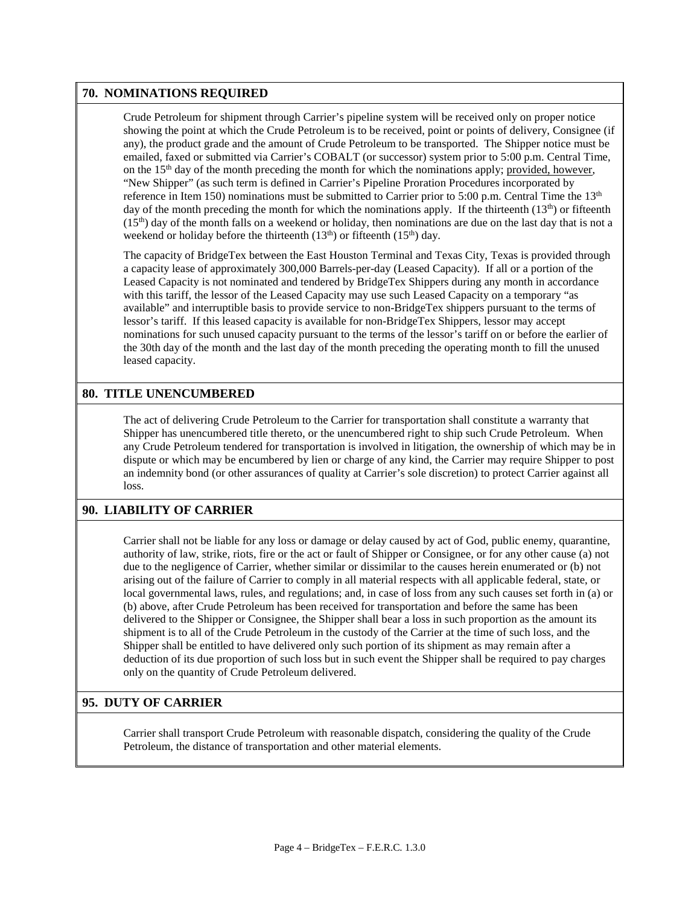## 70. NOMINATIONS REQUIRED

Crude Petroleum for shipment through Carrier's pipeline system will be received only on proper notice showing the point at which the Crude Petroleum is to be received, point or points of delivery, Consignee (if any), the product grade and the amount of Crude Petroleum to be transported. The Shipper notice must be emailed, faxed or submitted via Carrier's COBALT (or successor) system prior to 5:00 p.m. Central Time, on the 15th day of the month preceding the month for which the nominations apply; provided, however, "New Shipper" (as such term is defined in Carrier's Pipeline Proration Procedures incorporated by reference in Item 150) nominations must be submitted to Carrier prior to 5:00 p.m. Central Time the 13th day of the month preceding the month for which the nominations apply. If the thirteenth (13th) or fifteenth (15th) day of the month falls on a weekend or holiday, then nominations are due on the last day that is not a weekend or holiday before the thirteenth (13th) or fifteenth (15th) day.

The capacity of BridgeTex between the East Houston Terminal and Texas City, Texas is provided through a capacity lease of approximately 300,000 Barrels-per-day (Leased Capacity). If all or a portion of the Leased Capacity is not nominated and tendered by BridgeTex Shippers during any month in accordance with this tariff, the lessor of the Leased Capacity may use such Leased Capacity on a temporary "as available" and interruptible basis to provide service to non-BridgeTex shippers pursuant to the terms of lessor's tariff. If this leased capacity is available for non-BridgeTex Shippers, lessor may accept nominations for such unused capacity pursuant to the terms of the lessor's tariff on or before the earlier of the 30th day of the month and the last day of the month preceding the operating month to fill the unused leased capacity.

## 80. TITLE UNENCUMBERED

The act of delivering Crude Petroleum to the Carrier for transportation shall constitute a warranty that Shipper has unencumbered title thereto, or the unencumbered right to ship such Crude Petroleum. When any Crude Petroleum tendered for transportation is involved in litigation, the ownership of which may be in dispute or which may be encumbered by lien or charge of any kind, the Carrier may require Shipper to post an indemnity bond (or other assurances of quality at Carrier's sole discretion) to protect Carrier against all loss.

## 90. LIABILITY OF CARRIER

Carrier shall not be liable for any loss or damage or delay caused by act of God, public enemy, quarantine, authority of law, strike, riots, fire or the act or fault of Shipper or Consignee, or for any other cause (a) not due to the negligence of Carrier, whether similar or dissimilar to the causes herein enumerated or (b) not arising out of the failure of Carrier to comply in all material respects with all applicable federal, state, or local governmental laws, rules, and regulations; and, in case of loss from any such causes set forth in (a) or (b) above, after Crude Petroleum has been received for transportation and before the same has been delivered to the Shipper or Consignee, the Shipper shall bear a loss in such proportion as the amount its shipment is to all of the Crude Petroleum in the custody of the Carrier at the time of such loss, and the Shipper shall be entitled to have delivered only such portion of its shipment as may remain after a deduction of its due proportion of such loss but in such event the Shipper shall be required to pay charges only on the quantity of Crude Petroleum delivered.

## 95. DUTY OF CARRIER

Carrier shall transport Crude Petroleum with reasonable dispatch, considering the quality of the Crude Petroleum, the distance of transportation and other material elements.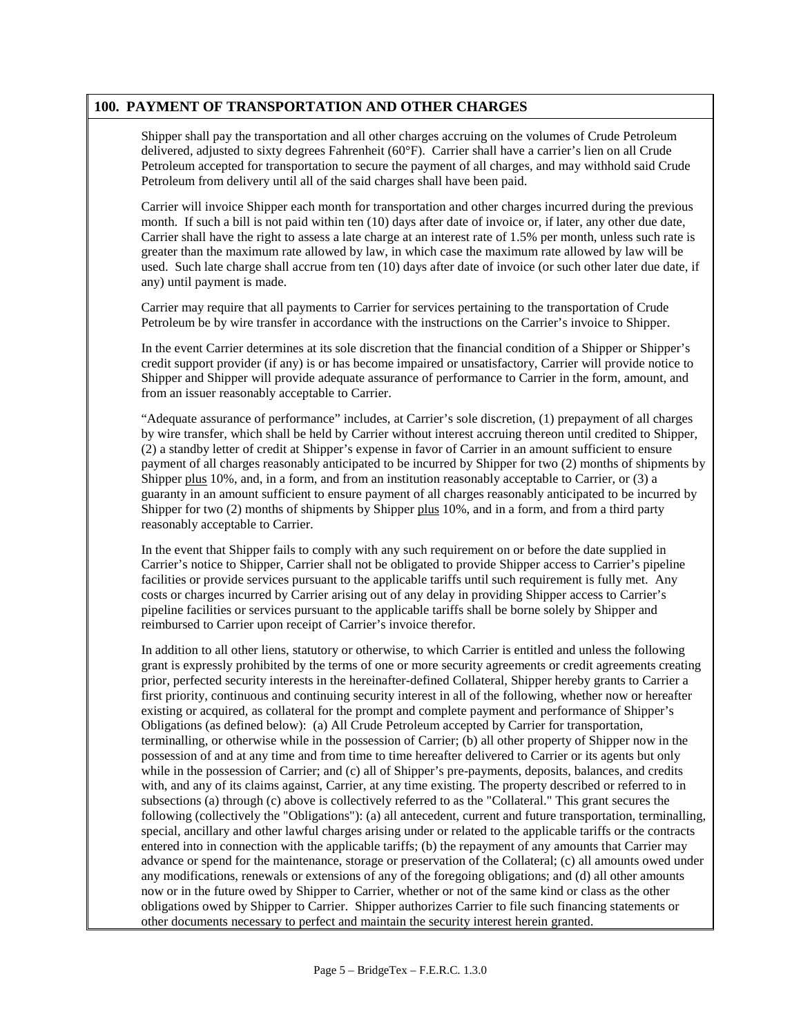## 100. PAYMENT OF TRANSPORTATION AND OTHER CHARGES

Shipper shall pay the transportation and all other charges accruing on the volumes of Crude Petroleum delivered, adjusted to sixty degrees Fahrenheit (60°F). Carrier shall have a carrier's lien on all Crude Petroleum accepted for transportation to secure the payment of all charges, and may withhold said Crude Petroleum from delivery until all of the said charges shall have been paid.

Carrier will invoice Shipper each month for transportation and other charges incurred during the previous month. If such a bill is not paid within ten (10) days after date of invoice or, if later, any other due date, Carrier shall have the right to assess a late charge at an interest rate of 1.5% per month, unless such rate is greater than the maximum rate allowed by law, in which case the maximum rate allowed by law will be used. Such late charge shall accrue from ten (10) days after date of invoice (or such other later due date, if any) until payment is made.

Carrier may require that all payments to Carrier for services pertaining to the transportation of Crude Petroleum be by wire transfer in accordance with the instructions on the Carrier's invoice to Shipper.

In the event Carrier determines at its sole discretion that the financial condition of a Shipper or Shipper's credit support provider (if any) is or has become impaired or unsatisfactory, Carrier will provide notice to Shipper and Shipper will provide adequate assurance of performance to Carrier in the form, amount, and from an issuer reasonably acceptable to Carrier.

"Adequate assurance of performance" includes, at Carrier's sole discretion, (1) prepayment of all charges by wire transfer, which shall be held by Carrier without interest accruing thereon until credited to Shipper, (2) a standby letter of credit at Shipper's expense in favor of Carrier in an amount sufficient to ensure payment of all charges reasonably anticipated to be incurred by Shipper for two (2) months of shipments by Shipper plus 10%, and, in a form, and from an institution reasonably acceptable to Carrier, or (3) a guaranty in an amount sufficient to ensure payment of all charges reasonably anticipated to be incurred by Shipper for two (2) months of shipments by Shipper plus 10%, and in a form, and from a third party reasonably acceptable to Carrier.

In the event that Shipper fails to comply with any such requirement on or before the date supplied in Carrier's notice to Shipper, Carrier shall not be obligated to provide Shipper access to Carrier's pipeline facilities or provide services pursuant to the applicable tariffs until such requirement is fully met. Any costs or charges incurred by Carrier arising out of any delay in providing Shipper access to Carrier's pipeline facilities or services pursuant to the applicable tariffs shall be borne solely by Shipper and reimbursed to Carrier upon receipt of Carrier's invoice therefor.

In addition to all other liens, statutory or otherwise, to which Carrier is entitled and unless the following grant is expressly prohibited by the terms of one or more security agreements or credit agreements creating prior, perfected security interests in the hereinafter-defined Collateral, Shipper hereby grants to Carrier a first priority, continuous and continuing security interest in all of the following, whether now or hereafter existing or acquired, as collateral for the prompt and complete payment and performance of Shipper's Obligations (as defined below): (a) All Crude Petroleum accepted by Carrier for transportation, terminalling, or otherwise while in the possession of Carrier; (b) all other property of Shipper now in the possession of and at any time and from time to time hereafter delivered to Carrier or its agents but only while in the possession of Carrier; and (c) all of Shipper's pre-payments, deposits, balances, and credits with, and any of its claims against, Carrier, at any time existing. The property described or referred to in subsections (a) through (c) above is collectively referred to as the "Collateral." This grant secures the following (collectively the "Obligations"): (a) all antecedent, current and future transportation, terminalling, special, ancillary and other lawful charges arising under or related to the applicable tariffs or the contracts entered into in connection with the applicable tariffs; (b) the repayment of any amounts that Carrier may advance or spend for the maintenance, storage or preservation of the Collateral; (c) all amounts owed under any modifications, renewals or extensions of any of the foregoing obligations; and (d) all other amounts now or in the future owed by Shipper to Carrier, whether or not of the same kind or class as the other obligations owed by Shipper to Carrier. Shipper authorizes Carrier to file such financing statements or other documents necessary to perfect and maintain the security interest herein granted.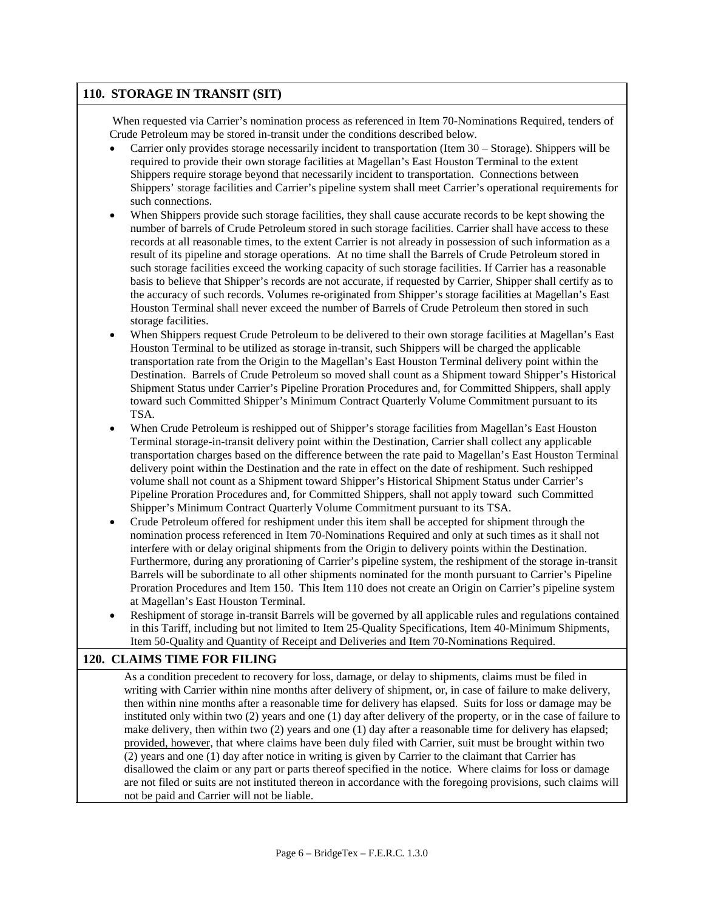## 110. STORAGE IN TRANSIT (SIT)

When requested via Carrier's nomination process as referenced in Item 70-Nominations Required, tenders of Crude Petroleum may be stored in-transit under the conditions described below.

- Carrier only provides storage necessarily incident to transportation (Item 30 – Storage). Shippers will be required to provide their own storage facilities at Magellan's East Houston Terminal to the extent Shippers require storage beyond that necessarily incident to transportation. Connections between Shippers' storage facilities and Carrier's pipeline system shall meet Carrier's operational requirements for such connections.
- When Shippers provide such storage facilities, they shall cause accurate records to be kept showing the number of barrels of Crude Petroleum stored in such storage facilities. Carrier shall have access to these records at all reasonable times, to the extent Carrier is not already in possession of such information as a result of its pipeline and storage operations. At no time shall the Barrels of Crude Petroleum stored in such storage facilities exceed the working capacity of such storage facilities. If Carrier has a reasonable basis to believe that Shipper's records are not accurate, if requested by Carrier, Shipper shall certify as to the accuracy of such records. Volumes re-originated from Shipper's storage facilities at Magellan's East Houston Terminal shall never exceed the number of Barrels of Crude Petroleum then stored in such storage facilities.
- When Shippers request Crude Petroleum to be delivered to their own storage facilities at Magellan's East Houston Terminal to be utilized as storage in-transit, such Shippers will be charged the applicable transportation rate from the Origin to the Magellan's East Houston Terminal delivery point within the Destination. Barrels of Crude Petroleum so moved shall count as a Shipment toward Shipper's Historical Shipment Status under Carrier's Pipeline Proration Procedures and, for Committed Shippers, shall apply toward such Committed Shipper's Minimum Contract Quarterly Volume Commitment pursuant to its TSA.
- When Crude Petroleum is reshipped out of Shipper's storage facilities from Magellan's East Houston Terminal storage-in-transit delivery point within the Destination, Carrier shall collect any applicable transportation charges based on the difference between the rate paid to Magellan's East Houston Terminal delivery point within the Destination and the rate in effect on the date of reshipment. Such reshipped volume shall not count as a Shipment toward Shipper's Historical Shipment Status under Carrier's Pipeline Proration Procedures and, for Committed Shippers, shall not apply toward such Committed Shipper's Minimum Contract Quarterly Volume Commitment pursuant to its TSA.
- Crude Petroleum offered for reshipment under this item shall be accepted for shipment through the nomination process referenced in Item 70-Nominations Required and only at such times as it shall not interfere with or delay original shipments from the Origin to delivery points within the Destination. Furthermore, during any prorationing of Carrier's pipeline system, the reshipment of the storage in-transit Barrels will be subordinate to all other shipments nominated for the month pursuant to Carrier's Pipeline Proration Procedures and Item 150. This Item 110 does not create an Origin on Carrier's pipeline system at Magellan's East Houston Terminal.
- Reshipment of storage in-transit Barrels will be governed by all applicable rules and regulations contained in this Tariff, including but not limited to Item 25-Quality Specifications, Item 40-Minimum Shipments, Item 50-Quality and Quantity of Receipt and Deliveries and Item 70-Nominations Required.

## 120. CLAIMS TIME FOR FILING

As a condition precedent to recovery for loss, damage, or delay to shipments, claims must be filed in writing with Carrier within nine months after delivery of shipment, or, in case of failure to make delivery, then within nine months after a reasonable time for delivery has elapsed. Suits for loss or damage may be instituted only within two (2) years and one (1) day after delivery of the property, or in the case of failure to make delivery, then within two (2) years and one (1) day after a reasonable time for delivery has elapsed; provided, however, that where claims have been duly filed with Carrier, suit must be brought within two (2) years and one (1) day after notice in writing is given by Carrier to the claimant that Carrier has disallowed the claim or any part or parts thereof specified in the notice. Where claims for loss or damage are not filed or suits are not instituted thereon in accordance with the foregoing provisions, such claims will not be paid and Carrier will not be liable.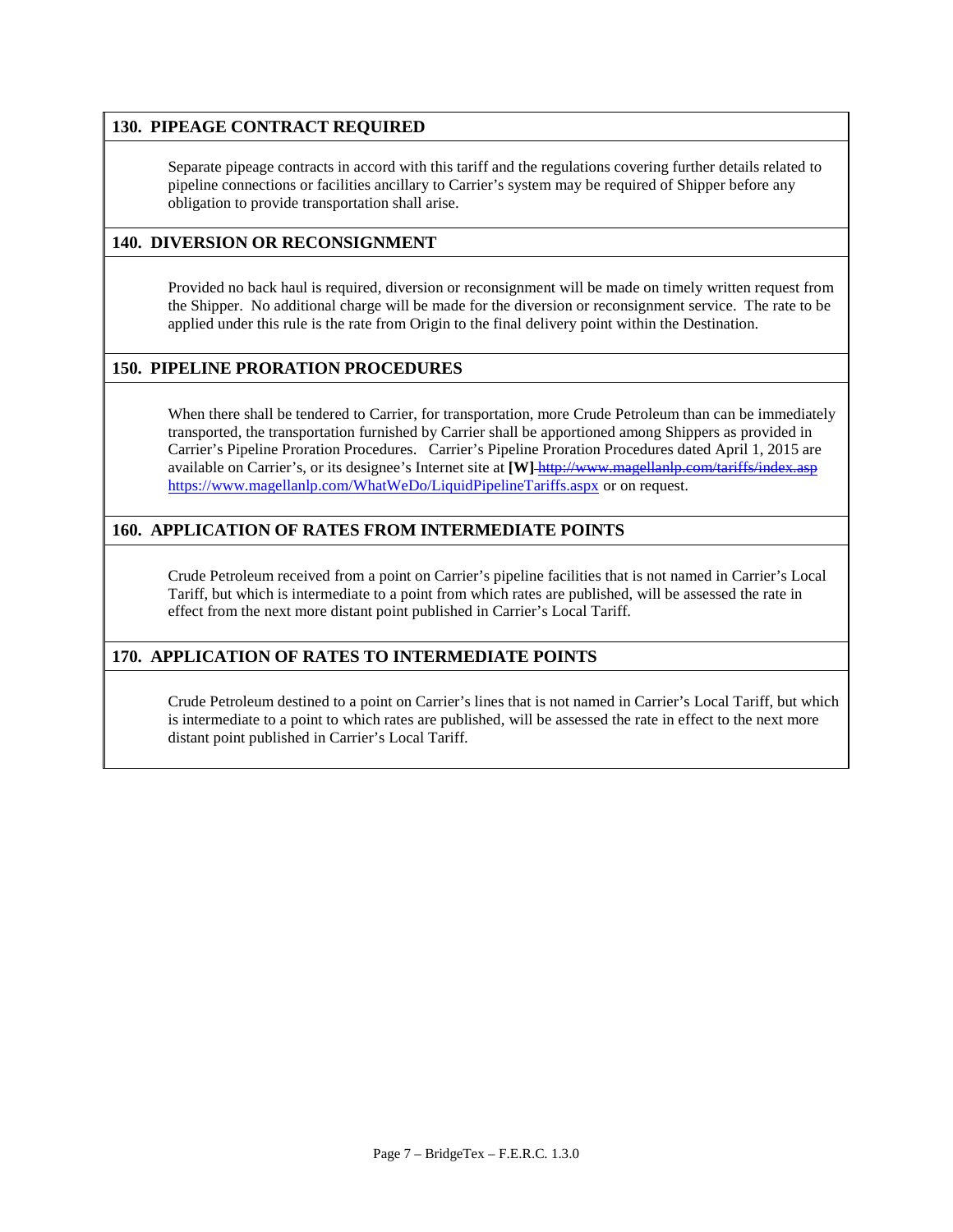## 130. PIPEAGE CONTRACT REQUIRED

Separate pipeage contracts in accord with this tariff and the regulations covering further details related to pipeline connections or facilities ancillary to Carrier's system may be required of Shipper before any obligation to provide transportation shall arise.

## 140. DIVERSION OR RECONSIGNMENT

Provided no back haul is required, diversion or reconsignment will be made on timely written request from the Shipper. No additional charge will be made for the diversion or reconsignment service. The rate to be applied under this rule is the rate from Origin to the final delivery point within the Destination.

## 150. PIPELINE PRORATION PROCEDURES

When there shall be tendered to Carrier, for transportation, more Crude Petroleum than can be immediately transported, the transportation furnished by Carrier shall be apportioned among Shippers as provided in Carrier's Pipeline Proration Procedures. Carrier's Pipeline Proration Procedures dated April 1, 2015 are available on Carrier's, or its designee's Internet site at **[W]** ~~http://www.magellanlp.com/tariffs/index.asp~~ https://www.magellanlp.com/WhatWeDo/LiquidPipelineTariffs.aspx or on request.

## 160. APPLICATION OF RATES FROM INTERMEDIATE POINTS

Crude Petroleum received from a point on Carrier's pipeline facilities that is not named in Carrier's Local Tariff, but which is intermediate to a point from which rates are published, will be assessed the rate in effect from the next more distant point published in Carrier's Local Tariff.

## 170. APPLICATION OF RATES TO INTERMEDIATE POINTS

Crude Petroleum destined to a point on Carrier's lines that is not named in Carrier's Local Tariff, but which is intermediate to a point to which rates are published, will be assessed the rate in effect to the next more distant point published in Carrier's Local Tariff.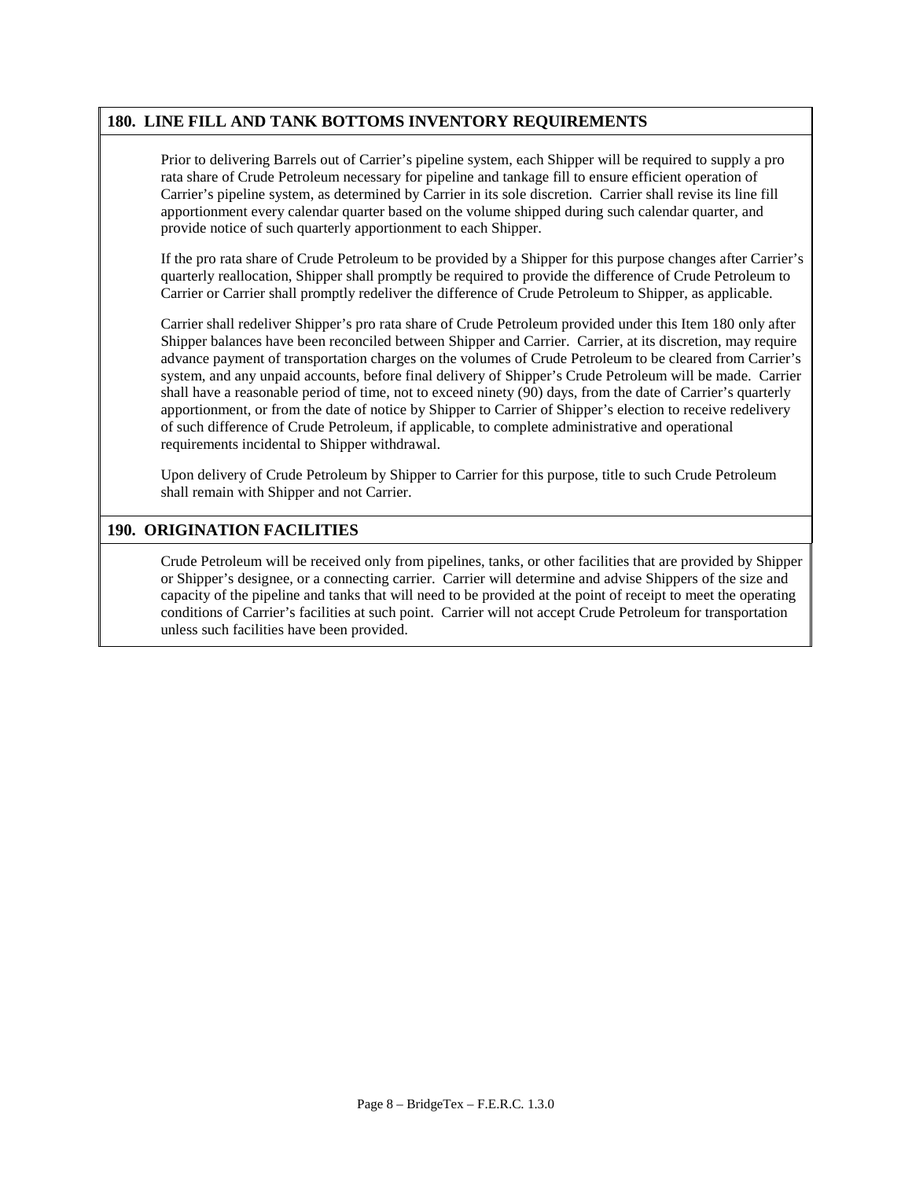## 180. LINE FILL AND TANK BOTTOMS INVENTORY REQUIREMENTS

Prior to delivering Barrels out of Carrier's pipeline system, each Shipper will be required to supply a pro rata share of Crude Petroleum necessary for pipeline and tankage fill to ensure efficient operation of Carrier's pipeline system, as determined by Carrier in its sole discretion. Carrier shall revise its line fill apportionment every calendar quarter based on the volume shipped during such calendar quarter, and provide notice of such quarterly apportionment to each Shipper.

If the pro rata share of Crude Petroleum to be provided by a Shipper for this purpose changes after Carrier's quarterly reallocation, Shipper shall promptly be required to provide the difference of Crude Petroleum to Carrier or Carrier shall promptly redeliver the difference of Crude Petroleum to Shipper, as applicable.

Carrier shall redeliver Shipper's pro rata share of Crude Petroleum provided under this Item 180 only after Shipper balances have been reconciled between Shipper and Carrier. Carrier, at its discretion, may require advance payment of transportation charges on the volumes of Crude Petroleum to be cleared from Carrier's system, and any unpaid accounts, before final delivery of Shipper's Crude Petroleum will be made. Carrier shall have a reasonable period of time, not to exceed ninety (90) days, from the date of Carrier's quarterly apportionment, or from the date of notice by Shipper to Carrier of Shipper's election to receive redelivery of such difference of Crude Petroleum, if applicable, to complete administrative and operational requirements incidental to Shipper withdrawal.

Upon delivery of Crude Petroleum by Shipper to Carrier for this purpose, title to such Crude Petroleum shall remain with Shipper and not Carrier.

## 190. ORIGINATION FACILITIES

Crude Petroleum will be received only from pipelines, tanks, or other facilities that are provided by Shipper or Shipper's designee, or a connecting carrier. Carrier will determine and advise Shippers of the size and capacity of the pipeline and tanks that will need to be provided at the point of receipt to meet the operating conditions of Carrier's facilities at such point. Carrier will not accept Crude Petroleum for transportation unless such facilities have been provided.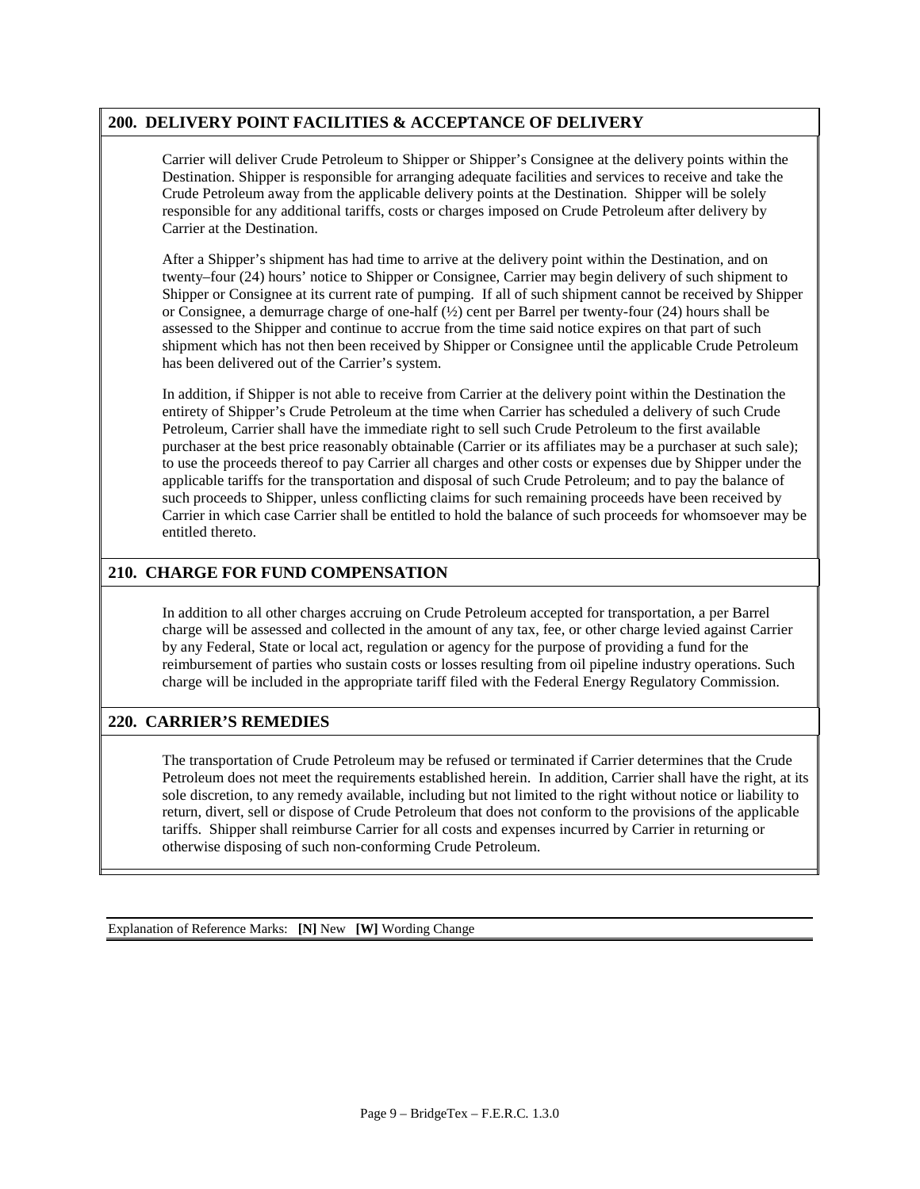## 200. DELIVERY POINT FACILITIES & ACCEPTANCE OF DELIVERY

Carrier will deliver Crude Petroleum to Shipper or Shipper's Consignee at the delivery points within the Destination. Shipper is responsible for arranging adequate facilities and services to receive and take the Crude Petroleum away from the applicable delivery points at the Destination. Shipper will be solely responsible for any additional tariffs, costs or charges imposed on Crude Petroleum after delivery by Carrier at the Destination.

After a Shipper's shipment has had time to arrive at the delivery point within the Destination, and on twenty–four (24) hours' notice to Shipper or Consignee, Carrier may begin delivery of such shipment to Shipper or Consignee at its current rate of pumping. If all of such shipment cannot be received by Shipper or Consignee, a demurrage charge of one-half (½) cent per Barrel per twenty-four (24) hours shall be assessed to the Shipper and continue to accrue from the time said notice expires on that part of such shipment which has not then been received by Shipper or Consignee until the applicable Crude Petroleum has been delivered out of the Carrier's system.

In addition, if Shipper is not able to receive from Carrier at the delivery point within the Destination the entirety of Shipper's Crude Petroleum at the time when Carrier has scheduled a delivery of such Crude Petroleum, Carrier shall have the immediate right to sell such Crude Petroleum to the first available purchaser at the best price reasonably obtainable (Carrier or its affiliates may be a purchaser at such sale); to use the proceeds thereof to pay Carrier all charges and other costs or expenses due by Shipper under the applicable tariffs for the transportation and disposal of such Crude Petroleum; and to pay the balance of such proceeds to Shipper, unless conflicting claims for such remaining proceeds have been received by Carrier in which case Carrier shall be entitled to hold the balance of such proceeds for whomsoever may be entitled thereto.

## 210. CHARGE FOR FUND COMPENSATION

In addition to all other charges accruing on Crude Petroleum accepted for transportation, a per Barrel charge will be assessed and collected in the amount of any tax, fee, or other charge levied against Carrier by any Federal, State or local act, regulation or agency for the purpose of providing a fund for the reimbursement of parties who sustain costs or losses resulting from oil pipeline industry operations. Such charge will be included in the appropriate tariff filed with the Federal Energy Regulatory Commission.

## 220. CARRIER'S REMEDIES

The transportation of Crude Petroleum may be refused or terminated if Carrier determines that the Crude Petroleum does not meet the requirements established herein. In addition, Carrier shall have the right, at its sole discretion, to any remedy available, including but not limited to the right without notice or liability to return, divert, sell or dispose of Crude Petroleum that does not conform to the provisions of the applicable tariffs. Shipper shall reimburse Carrier for all costs and expenses incurred by Carrier in returning or otherwise disposing of such non-conforming Crude Petroleum.

Explanation of Reference Marks: **[N]** New **[W]** Wording Change